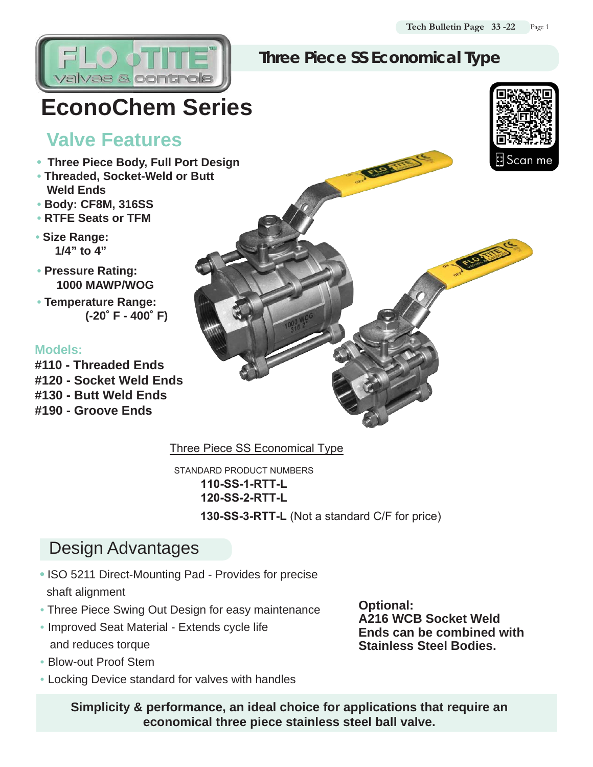# Three Piece SS Economical Type

# EconoChem Series

## Valve Features

- **Three Piece Body, Full Port Design**
- **Threaded, Socket-Weld or Butt Weld Ends**
- **Body: CF8M, 316SS**
- **RTFE Seats or TFM**
- **Size Range: 1/4" to 4"**
- **Pressure Rating: 1000 MAWP/WOG**
- **Temperature Range: (-20˚ F - 400˚ F)**

### Models:

**#110 - Threaded Ends**
**#120 - Socket Weld Ends**
**#130 - Butt Weld Ends**
**#190 - Groove Ends**

Three Piece SS Economical Type

STANDARD PRODUCT NUMBERS

**110-SS-1-RTT-L**
**120-SS-2-RTT-L**
**130-SS-3-RTT-L** (Not a standard C/F for price)

## Design Advantages

- ISO 5211 Direct-Mounting Pad - Provides for precise shaft alignment
- Three Piece Swing Out Design for easy maintenance
- Improved Seat Material - Extends cycle life and reduces torque
- Blow-out Proof Stem
- Locking Device standard for valves with handles

**Optional:**
**A216 WCB Socket Weld Ends can be combined with Stainless Steel Bodies.**

**Simplicity & performance, an ideal choice for applications that require an economical three piece stainless steel ball valve.**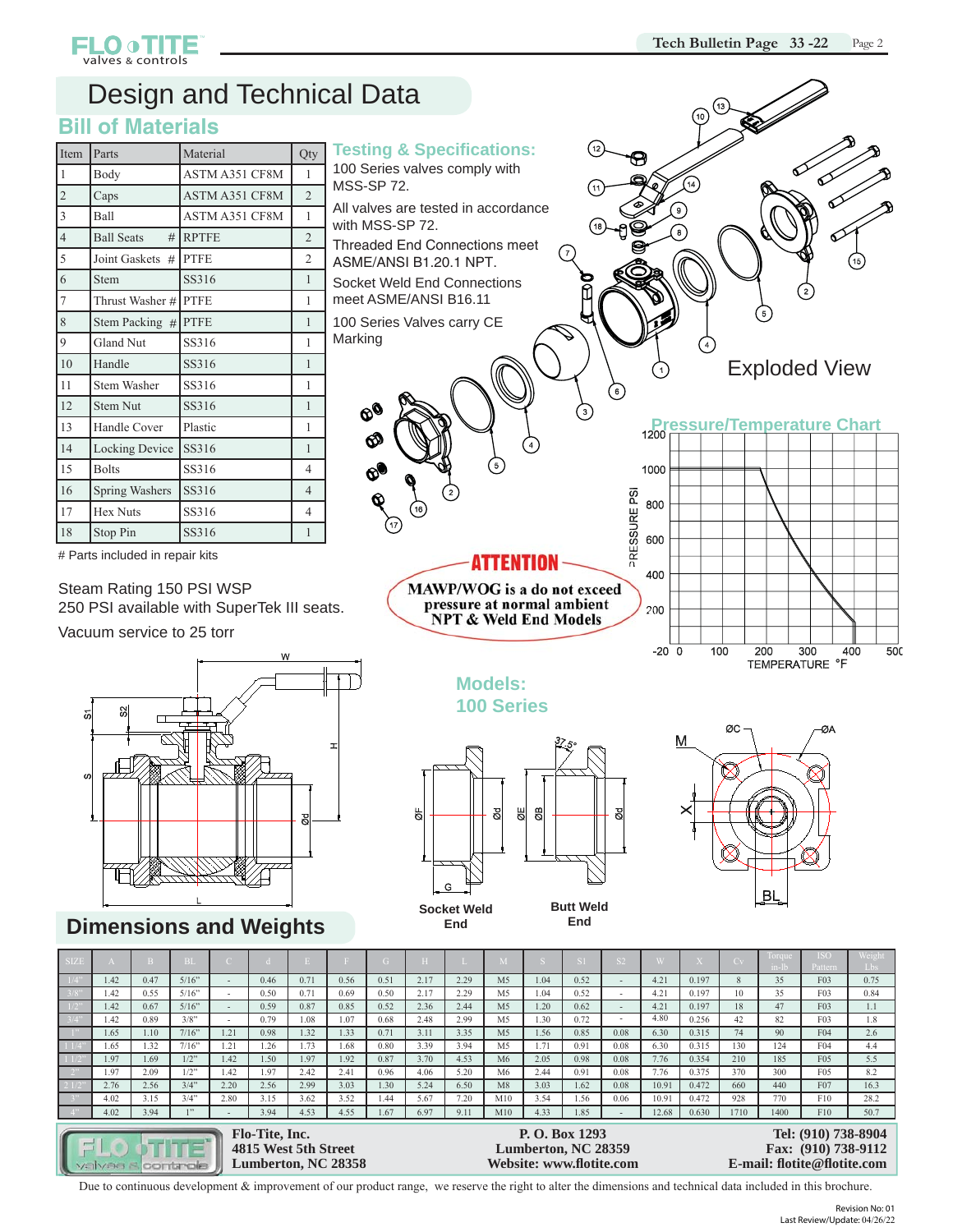# Design and Technical Data

## Bill of Materials

| Item | Parts | Material | Qty |
|---|---|---|---|
| 1 | Body | ASTM A351 CF8M | 1 |
| 2 | Caps | ASTM A351 CF8M | 2 |
| 3 | Ball | ASTM A351 CF8M | 1 |
| 4 | Ball Seats # | RPTFE | 2 |
| 5 | Joint Gaskets # | PTFE | 2 |
| 6 | Stem | SS316 | 1 |
| 7 | Thrust Washer # | PTFE | 1 |
| 8 | Stem Packing # | PTFE | 1 |
| 9 | Gland Nut | SS316 | 1 |
| 10 | Handle | SS316 | 1 |
| 11 | Stem Washer | SS316 | 1 |
| 12 | Stem Nut | SS316 | 1 |
| 13 | Handle Cover | Plastic | 1 |
| 14 | Locking Device | SS316 | 1 |
| 15 | Bolts | SS316 | 4 |
| 16 | Spring Washers | SS316 | 4 |
| 17 | Hex Nuts | SS316 | 4 |
| 18 | Stop Pin | SS316 | 1 |

# Parts included in repair kits

Steam Rating 150 PSI WSP
250 PSI available with SuperTek III seats.
Vacuum service to 25 torr

## Testing & Specifications:

100 Series valves comply with MSS-SP 72.

All valves are tested in accordance with MSS-SP 72.

Threaded End Connections meet ASME/ANSI B1.20.1 NPT.

Socket Weld End Connections meet ASME/ANSI B16.11

100 Series Valves carry CE Marking

Exploded View

**ATTENTION**

**MAWP/WOG is a do not exceed pressure at normal ambient NPT & Weld End Models**

## Pressure/Temperature Chart

PRESSURE PSI
1200
1000
800
600
400
200
-20 0 100 200 300 400 500
TEMPERATURE °F

## Models:
## 100 Series

Socket Weld End

Butt Weld End

## Dimensions and Weights

| SIZE | A | B | BL | C | d | E | F | G | H | L | M | S | S1 | S2 | W | X | Cv | Torque in-lb | ISO Pattern | Weight Lbs |
|---|---|---|---|---|---|---|---|---|---|---|---|---|---|---|---|---|---|---|---|---|
| 1/4" | 1.42 | 0.47 | 5/16" | - | 0.46 | 0.71 | 0.56 | 0.51 | 2.17 | 2.29 | M5 | 1.04 | 0.52 | - | 4.21 | 0.197 | 8 | 35 | F03 | 0.75 |
| 3/8" | 1.42 | 0.55 | 5/16" | - | 0.50 | 0.71 | 0.69 | 0.50 | 2.17 | 2.29 | M5 | 1.04 | 0.52 | - | 4.21 | 0.197 | 10 | 35 | F03 | 0.84 |
| 1/2" | 1.42 | 0.67 | 5/16" | - | 0.59 | 0.87 | 0.85 | 0.52 | 2.36 | 2.44 | M5 | 1.20 | 0.62 | - | 4.21 | 0.197 | 18 | 47 | F03 | 1.1 |
| 3/4" | 1.42 | 0.89 | 3/8" | - | 0.79 | 1.08 | 1.07 | 0.68 | 2.48 | 2.99 | M5 | 1.30 | 0.72 | - | 4.80 | 0.256 | 42 | 82 | F03 | 1.8 |
| 1" | 1.65 | 1.10 | 7/16" | 1.21 | 0.98 | 1.32 | 1.33 | 0.71 | 3.11 | 3.35 | M5 | 1.56 | 0.85 | 0.08 | 6.30 | 0.315 | 74 | 90 | F04 | 2.6 |
| 1 1/4" | 1.65 | 1.32 | 7/16" | 1.21 | 1.26 | 1.73 | 1.68 | 0.80 | 3.39 | 3.94 | M5 | 1.71 | 0.91 | 0.08 | 6.30 | 0.315 | 130 | 124 | F04 | 4.4 |
| 1 1/2" | 1.97 | 1.69 | 1/2" | 1.42 | 1.50 | 1.97 | 1.92 | 0.87 | 3.70 | 4.53 | M6 | 2.05 | 0.98 | 0.08 | 7.76 | 0.354 | 210 | 185 | F05 | 5.5 |
| 2" | 1.97 | 2.09 | 1/2" | 1.42 | 1.97 | 2.42 | 2.41 | 0.96 | 4.06 | 5.20 | M6 | 2.44 | 0.91 | 0.08 | 7.76 | 0.375 | 370 | 300 | F05 | 8.2 |
| 2 1/2" | 2.76 | 2.56 | 3/4" | 2.20 | 2.56 | 2.99 | 3.03 | 1.30 | 5.24 | 6.50 | M8 | 3.03 | 1.62 | 0.08 | 10.91 | 0.472 | 660 | 440 | F07 | 16.3 |
| 3" | 4.02 | 3.15 | 3/4" | 2.80 | 3.15 | 3.62 | 3.52 | 1.44 | 5.67 | 7.20 | M10 | 3.54 | 1.56 | 0.06 | 10.91 | 0.472 | 928 | 770 | F10 | 28.2 |
| 4" | 4.02 | 3.94 | 1" | - | 3.94 | 4.53 | 4.55 | 1.67 | 6.97 | 9.11 | M10 | 4.33 | 1.85 | - | 12.68 | 0.630 | 1710 | 1400 | F10 | 50.7 |

**Flo-Tite, Inc.**
**4815 West 5th Street**
**Lumberton, NC 28358**

**P. O. Box 1293**
**Lumberton, NC 28359**
**Website: www.flotite.com**

**Tel: (910) 738-8904**
**Fax: (910) 738-9112**
**E-mail: flotite@flotite.com**

Due to continuous development & improvement of our product range, we reserve the right to alter the dimensions and technical data included in this brochure.

Revision No: 01
Last Review/Update: 04/26/22